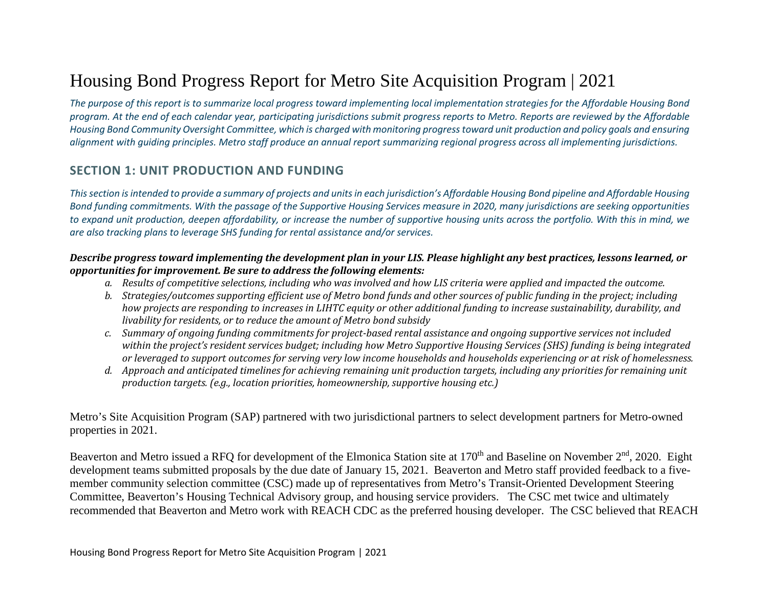# Housing Bond Progress Report for Metro Site Acquisition Program | 2021

*The purpose of this report is to summarize local progress toward implementing local implementation strategies for the Affordable Housing Bond program. At the end of each calendar year, participating jurisdictions submit progress reports to Metro. Reports are reviewed by the Affordable Housing Bond Community Oversight Committee, which is charged with monitoring progress toward unit production and policy goals and ensuring alignment with guiding principles. Metro staff produce an annual report summarizing regional progress across all implementing jurisdictions.*

## SECTION 1: UNIT PRODUCTION AND FUNDING

*This section is intended to provide a summary of projects and units in each jurisdiction's Affordable Housing Bond pipeline and Affordable Housing Bond funding commitments. With the passage of the Supportive Housing Services measure in 2020, many jurisdictions are seeking opportunities to expand unit production, deepen affordability, or increase the number of supportive housing units across the portfolio. With this in mind, we are also tracking plans to leverage SHS funding for rental assistance and/or services.*

***Describe progress toward implementing the development plan in your LIS. Please highlight any best practices, lessons learned, or opportunities for improvement. Be sure to address the following elements:***

*a. Results of competitive selections, including who was involved and how LIS criteria were applied and impacted the outcome.*
*b. Strategies/outcomes supporting efficient use of Metro bond funds and other sources of public funding in the project; including how projects are responding to increases in LIHTC equity or other additional funding to increase sustainability, durability, and livability for residents, or to reduce the amount of Metro bond subsidy*
*c. Summary of ongoing funding commitments for project-based rental assistance and ongoing supportive services not included within the project's resident services budget; including how Metro Supportive Housing Services (SHS) funding is being integrated or leveraged to support outcomes for serving very low income households and households experiencing or at risk of homelessness.*
*d. Approach and anticipated timelines for achieving remaining unit production targets, including any priorities for remaining unit production targets. (e.g., location priorities, homeownership, supportive housing etc.)*

Metro's Site Acquisition Program (SAP) partnered with two jurisdictional partners to select development partners for Metro-owned properties in 2021.

Beaverton and Metro issued a RFQ for development of the Elmonica Station site at 170th and Baseline on November 2nd, 2020. Eight development teams submitted proposals by the due date of January 15, 2021. Beaverton and Metro staff provided feedback to a five-member community selection committee (CSC) made up of representatives from Metro's Transit-Oriented Development Steering Committee, Beaverton's Housing Technical Advisory group, and housing service providers. The CSC met twice and ultimately recommended that Beaverton and Metro work with REACH CDC as the preferred housing developer. The CSC believed that REACH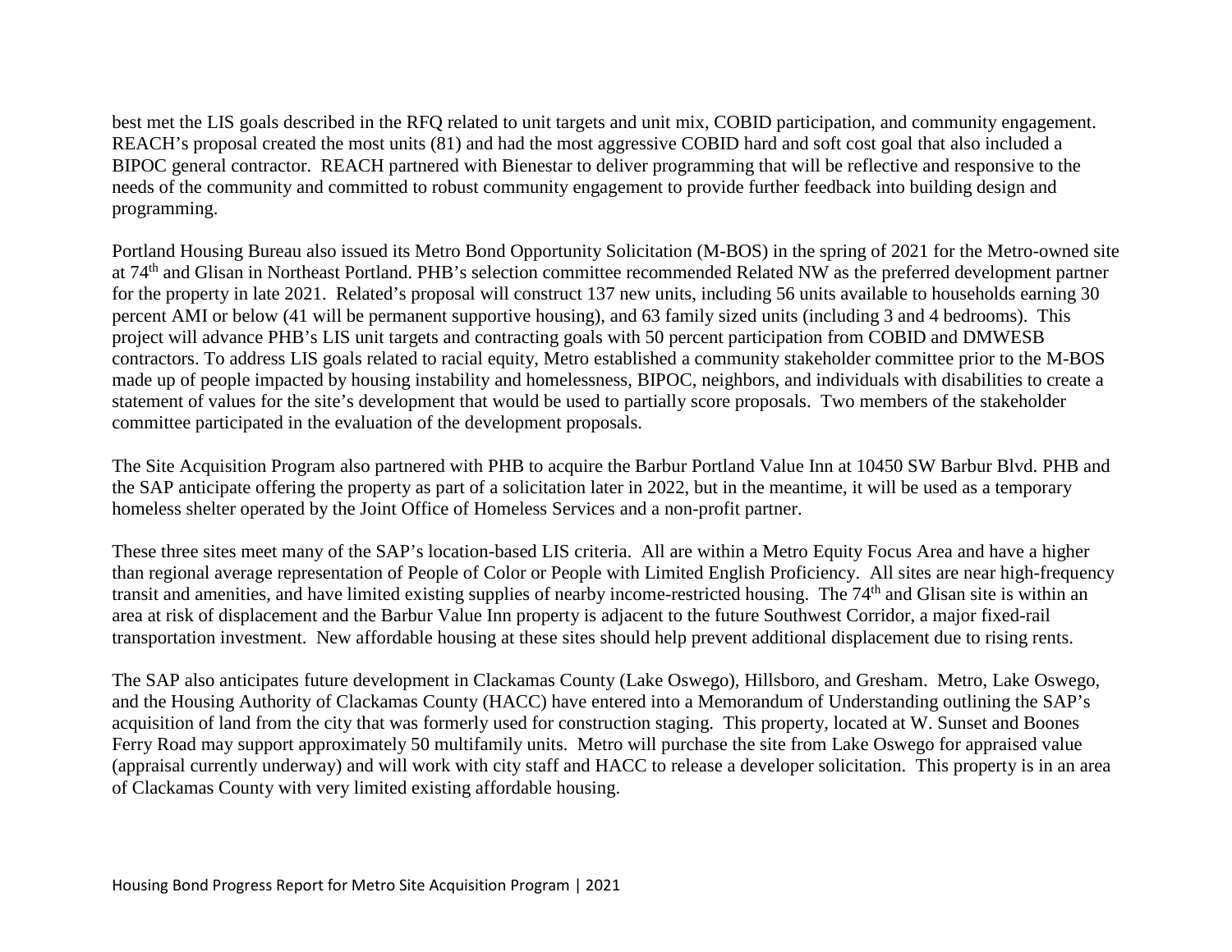best met the LIS goals described in the RFQ related to unit targets and unit mix, COBID participation, and community engagement. REACH's proposal created the most units (81) and had the most aggressive COBID hard and soft cost goal that also included a BIPOC general contractor. REACH partnered with Bienestar to deliver programming that will be reflective and responsive to the needs of the community and committed to robust community engagement to provide further feedback into building design and programming.

Portland Housing Bureau also issued its Metro Bond Opportunity Solicitation (M-BOS) in the spring of 2021 for the Metro-owned site at 74th and Glisan in Northeast Portland. PHB's selection committee recommended Related NW as the preferred development partner for the property in late 2021. Related's proposal will construct 137 new units, including 56 units available to households earning 30 percent AMI or below (41 will be permanent supportive housing), and 63 family sized units (including 3 and 4 bedrooms). This project will advance PHB's LIS unit targets and contracting goals with 50 percent participation from COBID and DMWESB contractors. To address LIS goals related to racial equity, Metro established a community stakeholder committee prior to the M-BOS made up of people impacted by housing instability and homelessness, BIPOC, neighbors, and individuals with disabilities to create a statement of values for the site's development that would be used to partially score proposals. Two members of the stakeholder committee participated in the evaluation of the development proposals.

The Site Acquisition Program also partnered with PHB to acquire the Barbur Portland Value Inn at 10450 SW Barbur Blvd. PHB and the SAP anticipate offering the property as part of a solicitation later in 2022, but in the meantime, it will be used as a temporary homeless shelter operated by the Joint Office of Homeless Services and a non-profit partner.

These three sites meet many of the SAP's location-based LIS criteria. All are within a Metro Equity Focus Area and have a higher than regional average representation of People of Color or People with Limited English Proficiency. All sites are near high-frequency transit and amenities, and have limited existing supplies of nearby income-restricted housing. The 74th and Glisan site is within an area at risk of displacement and the Barbur Value Inn property is adjacent to the future Southwest Corridor, a major fixed-rail transportation investment. New affordable housing at these sites should help prevent additional displacement due to rising rents.

The SAP also anticipates future development in Clackamas County (Lake Oswego), Hillsboro, and Gresham. Metro, Lake Oswego, and the Housing Authority of Clackamas County (HACC) have entered into a Memorandum of Understanding outlining the SAP's acquisition of land from the city that was formerly used for construction staging. This property, located at W. Sunset and Boones Ferry Road may support approximately 50 multifamily units. Metro will purchase the site from Lake Oswego for appraised value (appraisal currently underway) and will work with city staff and HACC to release a developer solicitation. This property is in an area of Clackamas County with very limited existing affordable housing.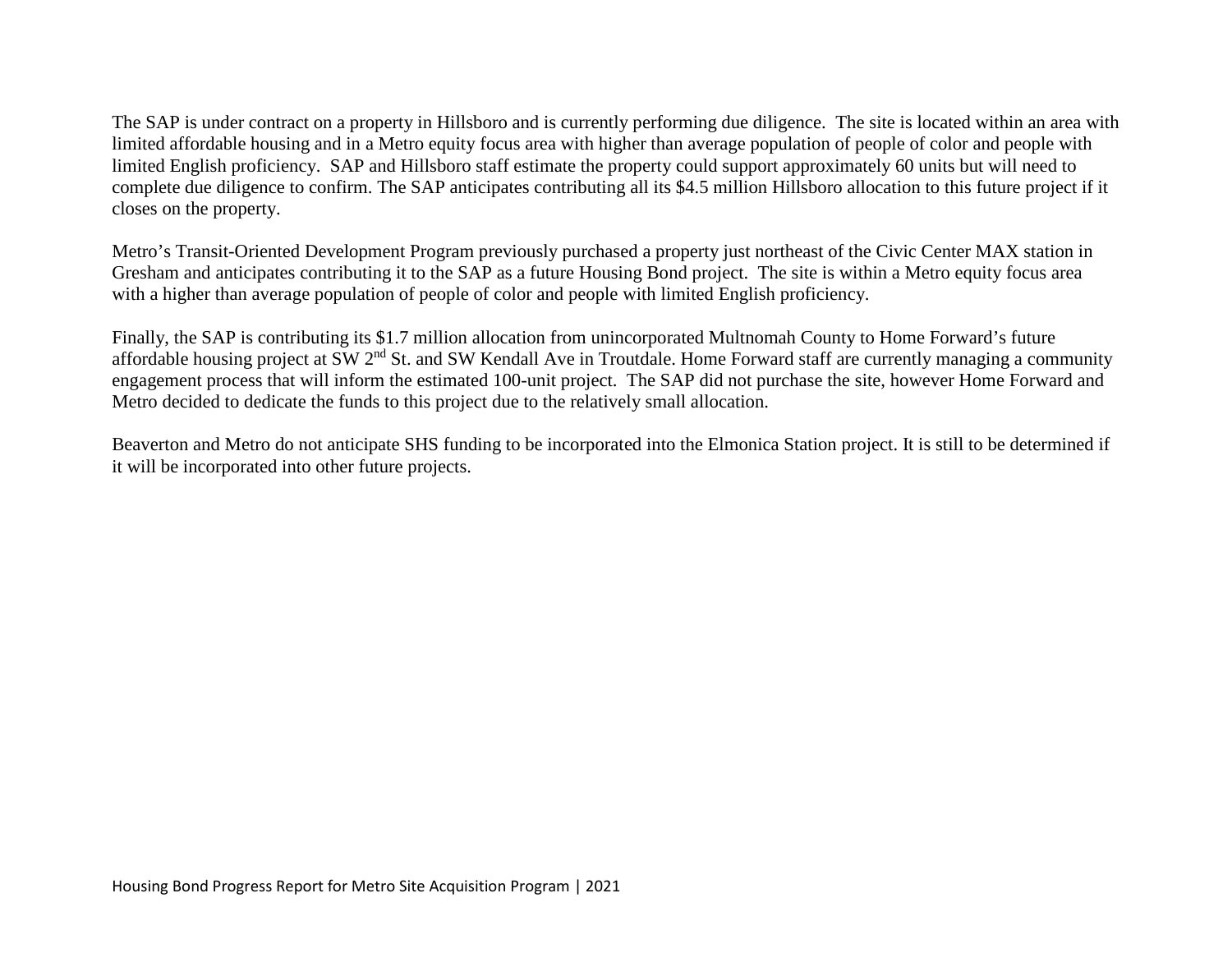The SAP is under contract on a property in Hillsboro and is currently performing due diligence. The site is located within an area with limited affordable housing and in a Metro equity focus area with higher than average population of people of color and people with limited English proficiency. SAP and Hillsboro staff estimate the property could support approximately 60 units but will need to complete due diligence to confirm. The SAP anticipates contributing all its $4.5 million Hillsboro allocation to this future project if it closes on the property.

Metro's Transit-Oriented Development Program previously purchased a property just northeast of the Civic Center MAX station in Gresham and anticipates contributing it to the SAP as a future Housing Bond project. The site is within a Metro equity focus area with a higher than average population of people of color and people with limited English proficiency.

Finally, the SAP is contributing its $1.7 million allocation from unincorporated Multnomah County to Home Forward's future affordable housing project at SW 2nd St. and SW Kendall Ave in Troutdale. Home Forward staff are currently managing a community engagement process that will inform the estimated 100-unit project. The SAP did not purchase the site, however Home Forward and Metro decided to dedicate the funds to this project due to the relatively small allocation.

Beaverton and Metro do not anticipate SHS funding to be incorporated into the Elmonica Station project. It is still to be determined if it will be incorporated into other future projects.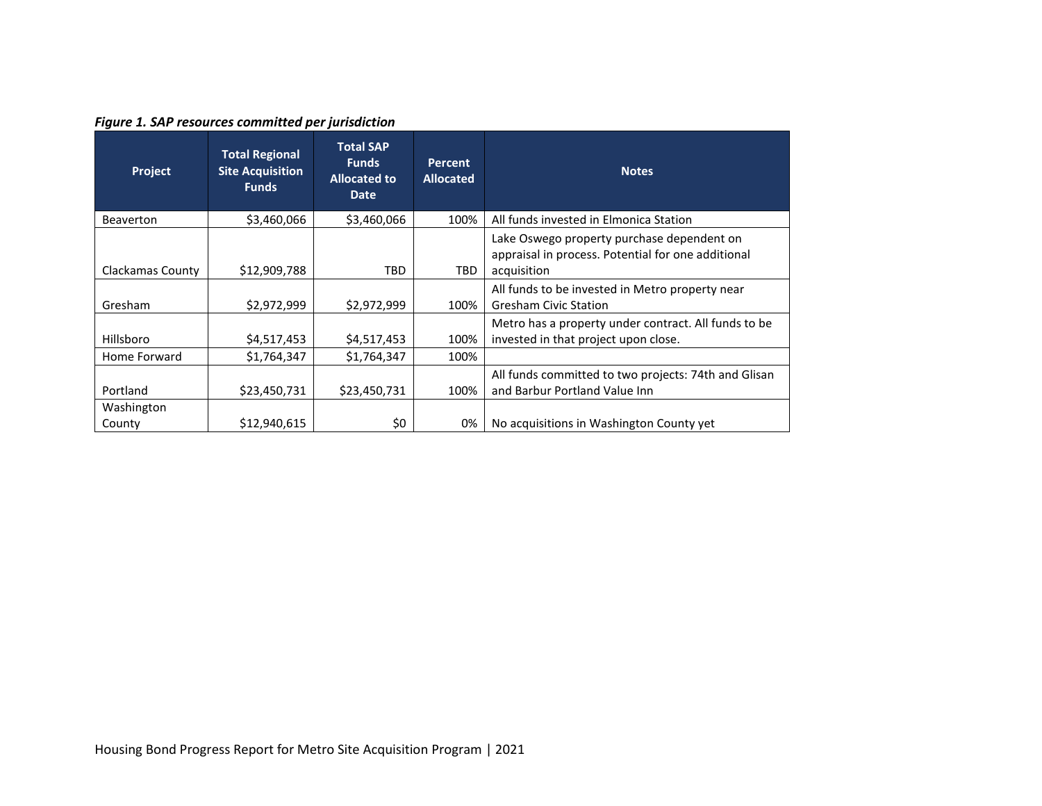***Figure 1. SAP resources committed per jurisdiction***

| Project | Total Regional Site Acquisition Funds | Total SAP Funds Allocated to Date | Percent Allocated | Notes |
|---|---|---|---|---|
| Beaverton | $3,460,066 | $3,460,066 | 100% | All funds invested in Elmonica Station |
| Clackamas County | $12,909,788 | TBD | TBD | Lake Oswego property purchase dependent on appraisal in process. Potential for one additional acquisition |
| Gresham | $2,972,999 | $2,972,999 | 100% | All funds to be invested in Metro property near Gresham Civic Station |
| Hillsboro | $4,517,453 | $4,517,453 | 100% | Metro has a property under contract. All funds to be invested in that project upon close. |
| Home Forward | $1,764,347 | $1,764,347 | 100% | |
| Portland | $23,450,731 | $23,450,731 | 100% | All funds committed to two projects: 74th and Glisan and Barbur Portland Value Inn |
| Washington County | $12,940,615 | $0 | 0% | No acquisitions in Washington County yet |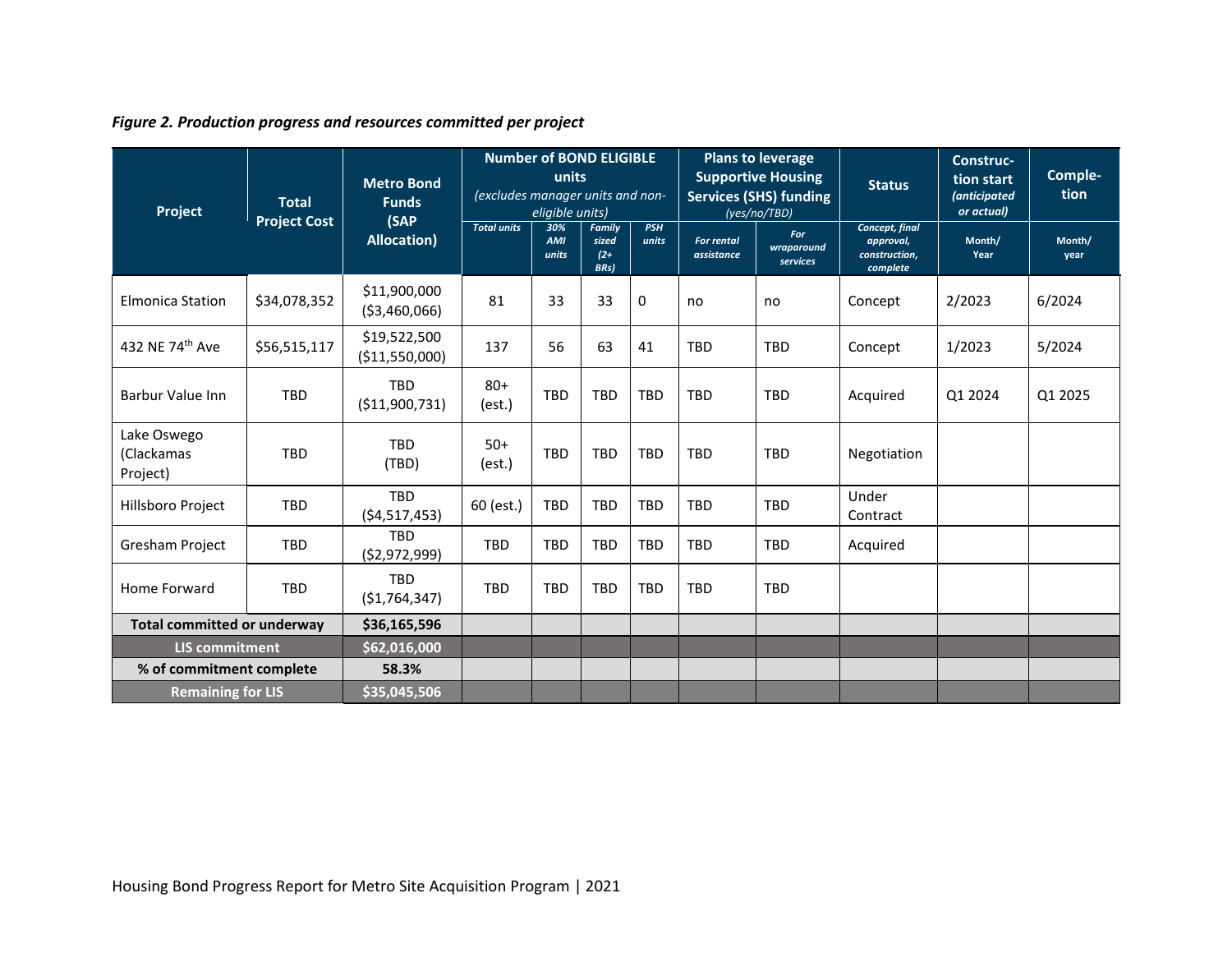*Figure 2. Production progress and resources committed per project*

| Project | Total Project Cost | Metro Bond Funds (SAP Allocation) | Number of BOND ELIGIBLE units *(excludes manager units and non-eligible units)* | | | | Plans to leverage Supportive Housing Services (SHS) funding *(yes/no/TBD)* | | Status | Construction start *(anticipated or actual)* | Completion |
|---|---|---|---|---|---|---|---|---|---|---|---|
| | | | *Total units* | *30% AMI units* | *Family sized (2+ BRs)* | *PSH units* | *For rental assistance* | *For wraparound services* | *Concept, final approval, construction, complete* | *Month/ Year* | *Month/ year* |
| Elmonica Station | $34,078,352 | $11,900,000 ($3,460,066) | 81 | 33 | 33 | 0 | no | no | Concept | 2/2023 | 6/2024 |
| 432 NE 74th Ave | $56,515,117 | $19,522,500 ($11,550,000) | 137 | 56 | 63 | 41 | TBD | TBD | Concept | 1/2023 | 5/2024 |
| Barbur Value Inn | TBD | TBD ($11,900,731) | 80+ (est.) | TBD | TBD | TBD | TBD | TBD | Acquired | Q1 2024 | Q1 2025 |
| Lake Oswego (Clackamas Project) | TBD | TBD (TBD) | 50+ (est.) | TBD | TBD | TBD | TBD | TBD | Negotiation | | |
| Hillsboro Project | TBD | TBD ($4,517,453) | 60 (est.) | TBD | TBD | TBD | TBD | TBD | Under Contract | | |
| Gresham Project | TBD | TBD ($2,972,999) | TBD | TBD | TBD | TBD | TBD | TBD | Acquired | | |
| Home Forward | TBD | TBD ($1,764,347) | TBD | TBD | TBD | TBD | TBD | TBD | | | |
| **Total committed or underway** | | **$36,165,596** | | | | | | | | | |
| **LIS commitment** | | **$62,016,000** | | | | | | | | | |
| **% of commitment complete** | | **58.3%** | | | | | | | | | |
| **Remaining for LIS** | | **$35,045,506** | | | | | | | | | |

Housing Bond Progress Report for Metro Site Acquisition Program | 2021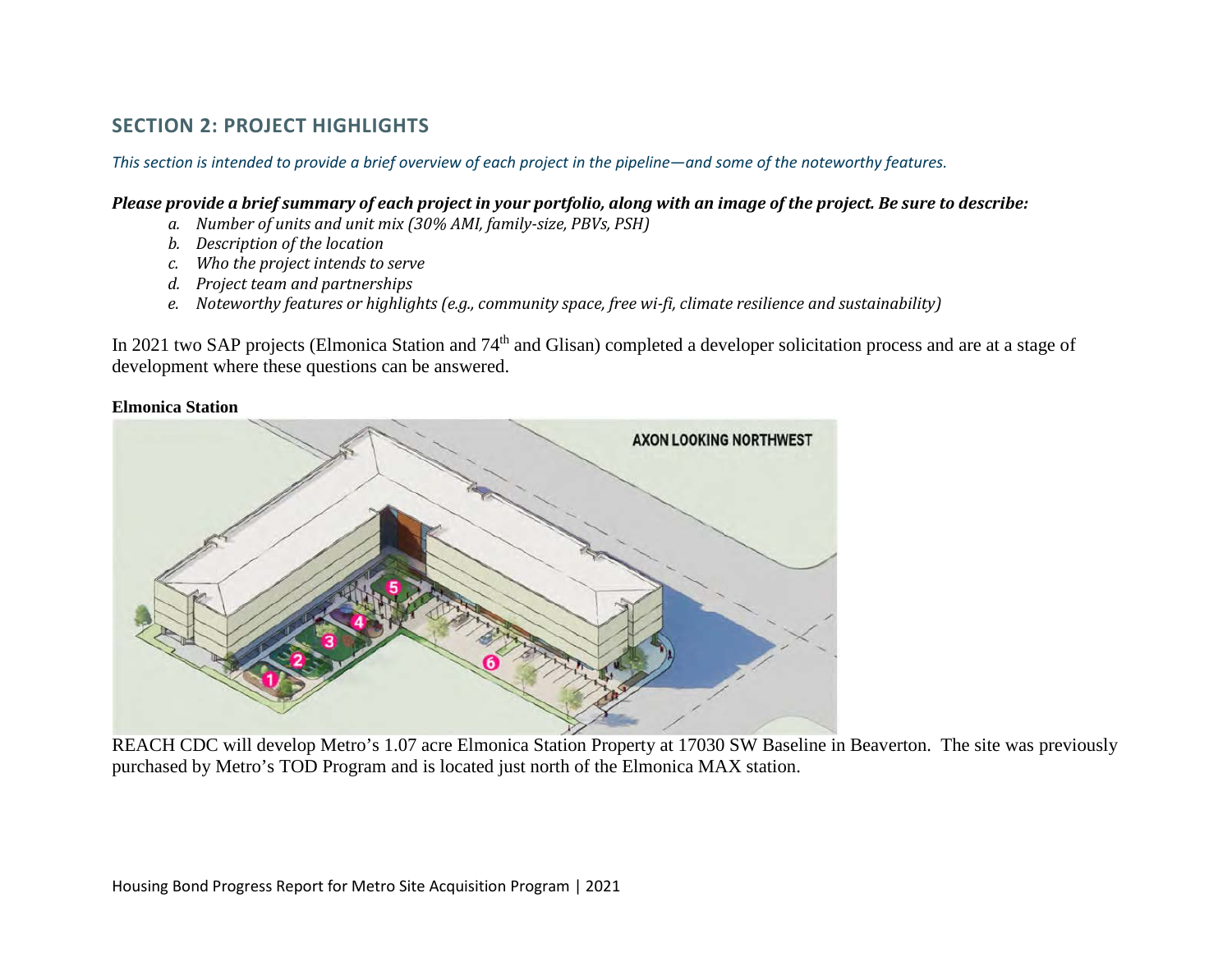## SECTION 2: PROJECT HIGHLIGHTS

*This section is intended to provide a brief overview of each project in the pipeline—and some of the noteworthy features.*

***Please provide a brief summary of each project in your portfolio, along with an image of the project. Be sure to describe:***

*a. Number of units and unit mix (30% AMI, family-size, PBVs, PSH)*
*b. Description of the location*
*c. Who the project intends to serve*
*d. Project team and partnerships*
*e. Noteworthy features or highlights (e.g., community space, free wi-fi, climate resilience and sustainability)*

In 2021 two SAP projects (Elmonica Station and 74th and Glisan) completed a developer solicitation process and are at a stage of development where these questions can be answered.

**Elmonica Station**

REACH CDC will develop Metro's 1.07 acre Elmonica Station Property at 17030 SW Baseline in Beaverton. The site was previously purchased by Metro's TOD Program and is located just north of the Elmonica MAX station.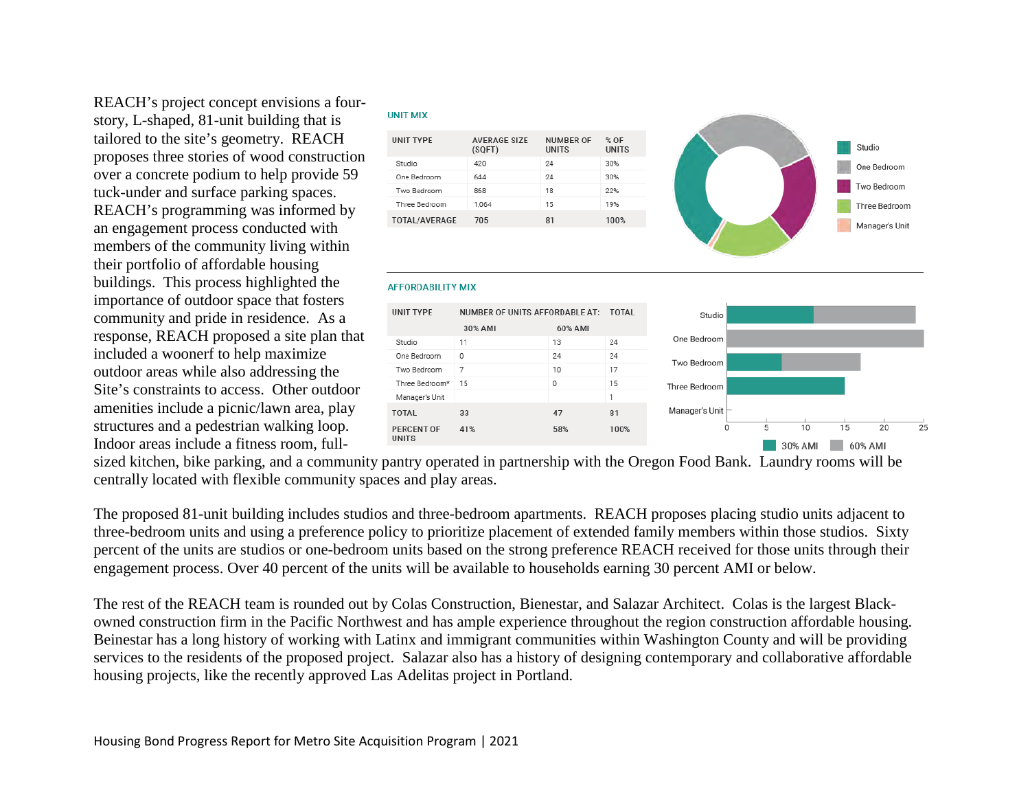REACH's project concept envisions a four-story, L-shaped, 81-unit building that is tailored to the site's geometry. REACH proposes three stories of wood construction over a concrete podium to help provide 59 tuck-under and surface parking spaces. REACH's programming was informed by an engagement process conducted with members of the community living within their portfolio of affordable housing buildings. This process highlighted the importance of outdoor space that fosters community and pride in residence. As a response, REACH proposed a site plan that included a woonerf to help maximize outdoor areas while also addressing the Site's constraints to access. Other outdoor amenities include a picnic/lawn area, play structures and a pedestrian walking loop. Indoor areas include a fitness room, full-sized kitchen, bike parking, and a community pantry operated in partnership with the Oregon Food Bank. Laundry rooms will be centrally located with flexible community spaces and play areas.

**UNIT MIX**

| UNIT TYPE | AVERAGE SIZE (SQFT) | NUMBER OF UNITS | % OF UNITS |
|---|---|---|---|
| Studio | 420 | 24 | 30% |
| One Bedroom | 644 | 24 | 30% |
| Two Bedroom | 868 | 18 | 22% |
| Three Bedroom | 1,064 | 15 | 19% |
| TOTAL/AVERAGE | 705 | 81 | 100% |

Studio · One Bedroom · Two Bedroom · Three Bedroom · Manager's Unit

**AFFORDABILITY MIX**

| UNIT TYPE | NUMBER OF UNITS AFFORDABLE AT: | | TOTAL |
|---|---|---|---|
| | 30% AMI | 60% AMI | |
| Studio | 11 | 13 | 24 |
| One Bedroom | 0 | 24 | 24 |
| Two Bedroom | 7 | 10 | 17 |
| Three Bedroom* | 15 | 0 | 15 |
| Manager's Unit | | | 1 |
| TOTAL | 33 | 47 | 81 |
| PERCENT OF UNITS | 41% | 58% | 100% |

30% AMI · 60% AMI

The proposed 81-unit building includes studios and three-bedroom apartments. REACH proposes placing studio units adjacent to three-bedroom units and using a preference policy to prioritize placement of extended family members within those studios. Sixty percent of the units are studios or one-bedroom units based on the strong preference REACH received for those units through their engagement process. Over 40 percent of the units will be available to households earning 30 percent AMI or below.

The rest of the REACH team is rounded out by Colas Construction, Bienestar, and Salazar Architect. Colas is the largest Black-owned construction firm in the Pacific Northwest and has ample experience throughout the region construction affordable housing. Beinestar has a long history of working with Latinx and immigrant communities within Washington County and will be providing services to the residents of the proposed project. Salazar also has a history of designing contemporary and collaborative affordable housing projects, like the recently approved Las Adelitas project in Portland.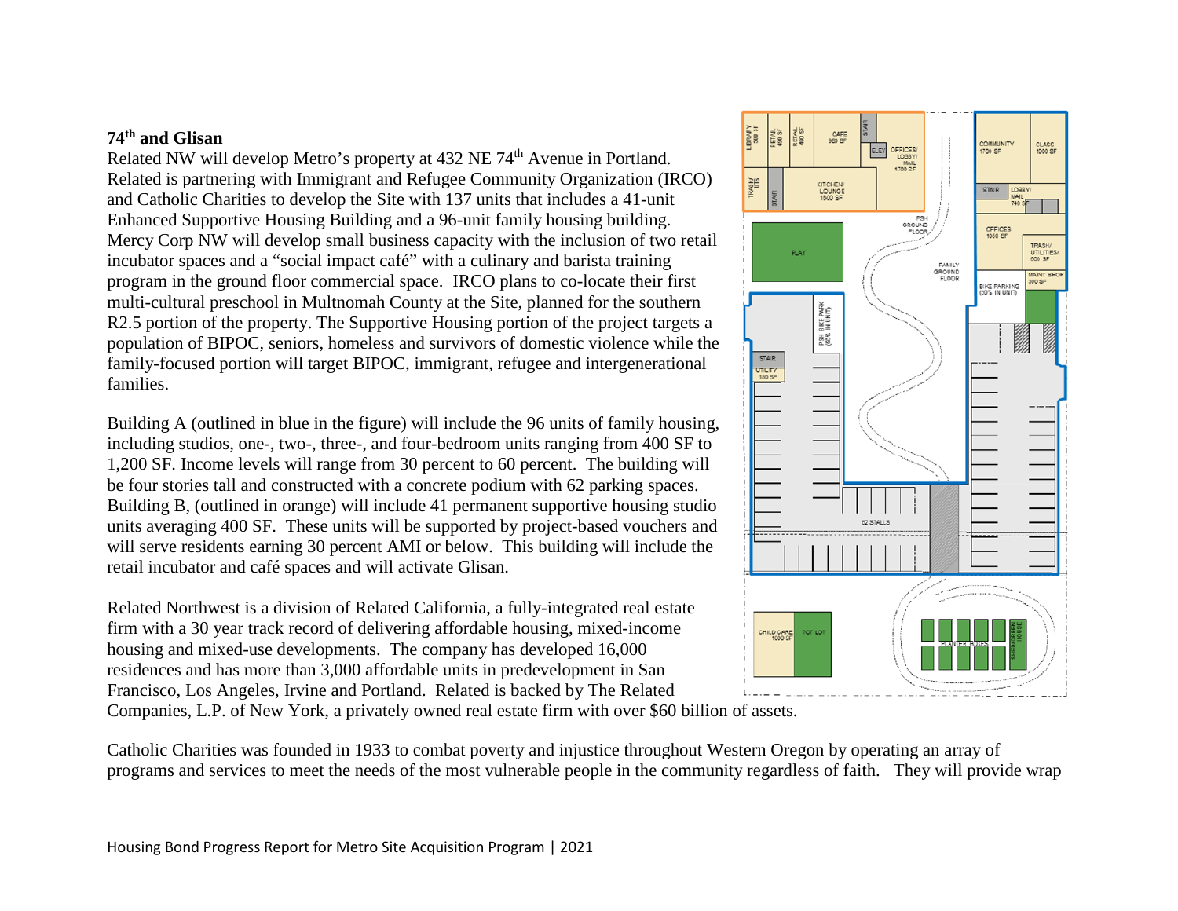### 74th and Glisan

Related NW will develop Metro's property at 432 NE 74th Avenue in Portland. Related is partnering with Immigrant and Refugee Community Organization (IRCO) and Catholic Charities to develop the Site with 137 units that includes a 41-unit Enhanced Supportive Housing Building and a 96-unit family housing building. Mercy Corp NW will develop small business capacity with the inclusion of two retail incubator spaces and a "social impact café" with a culinary and barista training program in the ground floor commercial space. IRCO plans to co-locate their first multi-cultural preschool in Multnomah County at the Site, planned for the southern R2.5 portion of the property. The Supportive Housing portion of the project targets a population of BIPOC, seniors, homeless and survivors of domestic violence while the family-focused portion will target BIPOC, immigrant, refugee and intergenerational families.

Building A (outlined in blue in the figure) will include the 96 units of family housing, including studios, one-, two-, three-, and four-bedroom units ranging from 400 SF to 1,200 SF. Income levels will range from 30 percent to 60 percent. The building will be four stories tall and constructed with a concrete podium with 62 parking spaces. Building B, (outlined in orange) will include 41 permanent supportive housing studio units averaging 400 SF. These units will be supported by project-based vouchers and will serve residents earning 30 percent AMI or below. This building will include the retail incubator and café spaces and will activate Glisan.

Related Northwest is a division of Related California, a fully-integrated real estate firm with a 30 year track record of delivering affordable housing, mixed-income housing and mixed-use developments. The company has developed 16,000 residences and has more than 3,000 affordable units in predevelopment in San Francisco, Los Angeles, Irvine and Portland. Related is backed by The Related Companies, L.P. of New York, a privately owned real estate firm with over $60 billion of assets.

Catholic Charities was founded in 1933 to combat poverty and injustice throughout Western Oregon by operating an array of programs and services to meet the needs of the most vulnerable people in the community regardless of faith. They will provide wrap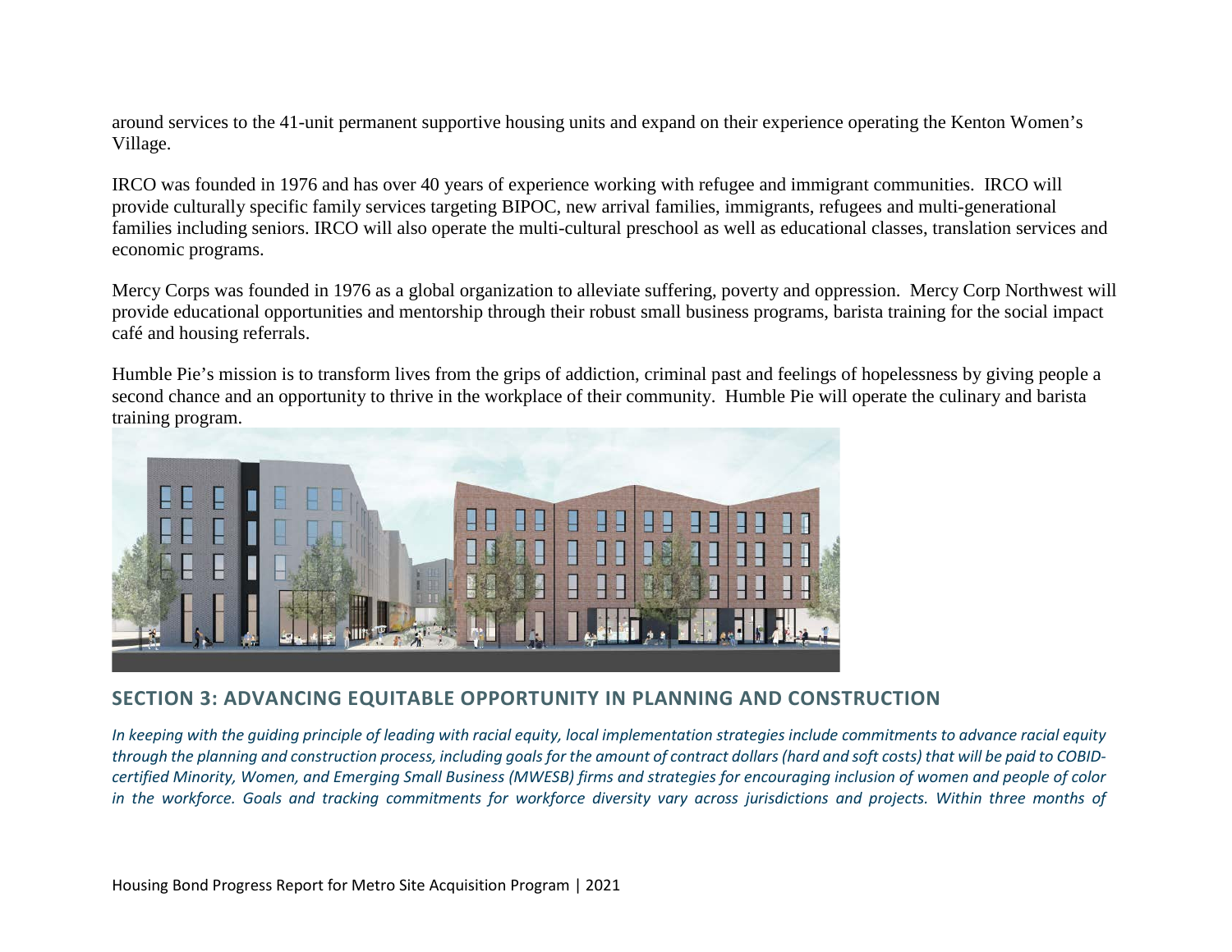around services to the 41-unit permanent supportive housing units and expand on their experience operating the Kenton Women's Village.

IRCO was founded in 1976 and has over 40 years of experience working with refugee and immigrant communities. IRCO will provide culturally specific family services targeting BIPOC, new arrival families, immigrants, refugees and multi-generational families including seniors. IRCO will also operate the multi-cultural preschool as well as educational classes, translation services and economic programs.

Mercy Corps was founded in 1976 as a global organization to alleviate suffering, poverty and oppression. Mercy Corp Northwest will provide educational opportunities and mentorship through their robust small business programs, barista training for the social impact café and housing referrals.

Humble Pie's mission is to transform lives from the grips of addiction, criminal past and feelings of hopelessness by giving people a second chance and an opportunity to thrive in the workplace of their community. Humble Pie will operate the culinary and barista training program.

## SECTION 3: ADVANCING EQUITABLE OPPORTUNITY IN PLANNING AND CONSTRUCTION

*In keeping with the guiding principle of leading with racial equity, local implementation strategies include commitments to advance racial equity through the planning and construction process, including goals for the amount of contract dollars (hard and soft costs) that will be paid to COBID-certified Minority, Women, and Emerging Small Business (MWESB) firms and strategies for encouraging inclusion of women and people of color in the workforce. Goals and tracking commitments for workforce diversity vary across jurisdictions and projects. Within three months of*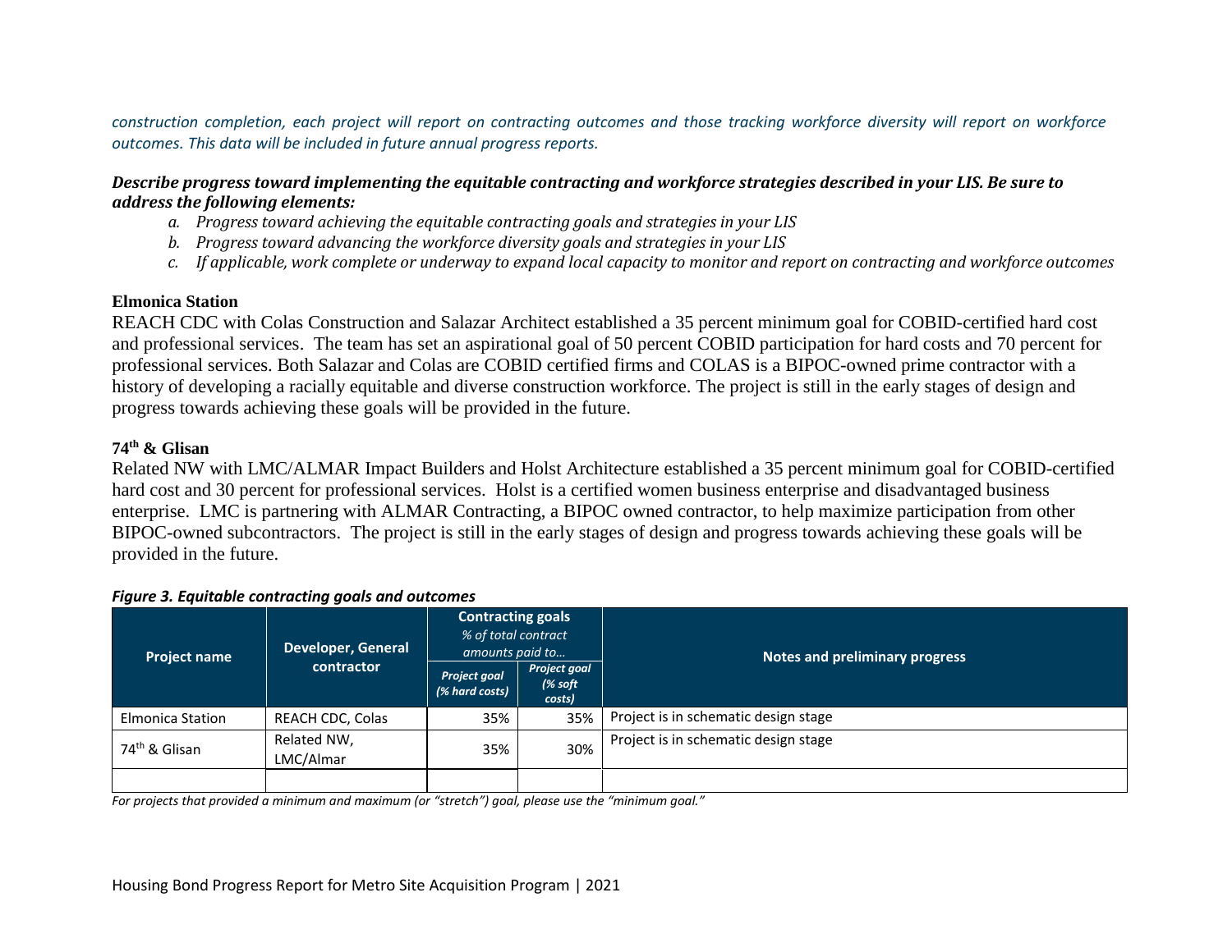*construction completion, each project will report on contracting outcomes and those tracking workforce diversity will report on workforce outcomes. This data will be included in future annual progress reports.*

***Describe progress toward implementing the equitable contracting and workforce strategies described in your LIS. Be sure to address the following elements:***

*a. Progress toward achieving the equitable contracting goals and strategies in your LIS*
*b. Progress toward advancing the workforce diversity goals and strategies in your LIS*
*c. If applicable, work complete or underway to expand local capacity to monitor and report on contracting and workforce outcomes*

**Elmonica Station**

REACH CDC with Colas Construction and Salazar Architect established a 35 percent minimum goal for COBID-certified hard cost and professional services. The team has set an aspirational goal of 50 percent COBID participation for hard costs and 70 percent for professional services. Both Salazar and Colas are COBID certified firms and COLAS is a BIPOC-owned prime contractor with a history of developing a racially equitable and diverse construction workforce. The project is still in the early stages of design and progress towards achieving these goals will be provided in the future.

**74th & Glisan**

Related NW with LMC/ALMAR Impact Builders and Holst Architecture established a 35 percent minimum goal for COBID-certified hard cost and 30 percent for professional services. Holst is a certified women business enterprise and disadvantaged business enterprise. LMC is partnering with ALMAR Contracting, a BIPOC owned contractor, to help maximize participation from other BIPOC-owned subcontractors. The project is still in the early stages of design and progress towards achieving these goals will be provided in the future.

***Figure 3. Equitable contracting goals and outcomes***

| Project name | Developer, General contractor | Contracting goals *% of total contract amounts paid to…* | | Notes and preliminary progress |
|---|---|---|---|---|
| | | *Project goal (% hard costs)* | *Project goal (% soft costs)* | |
| Elmonica Station | REACH CDC, Colas | 35% | 35% | Project is in schematic design stage |
| 74th & Glisan | Related NW, LMC/Almar | 35% | 30% | Project is in schematic design stage |
| | | | | |

*For projects that provided a minimum and maximum (or "stretch") goal, please use the "minimum goal."*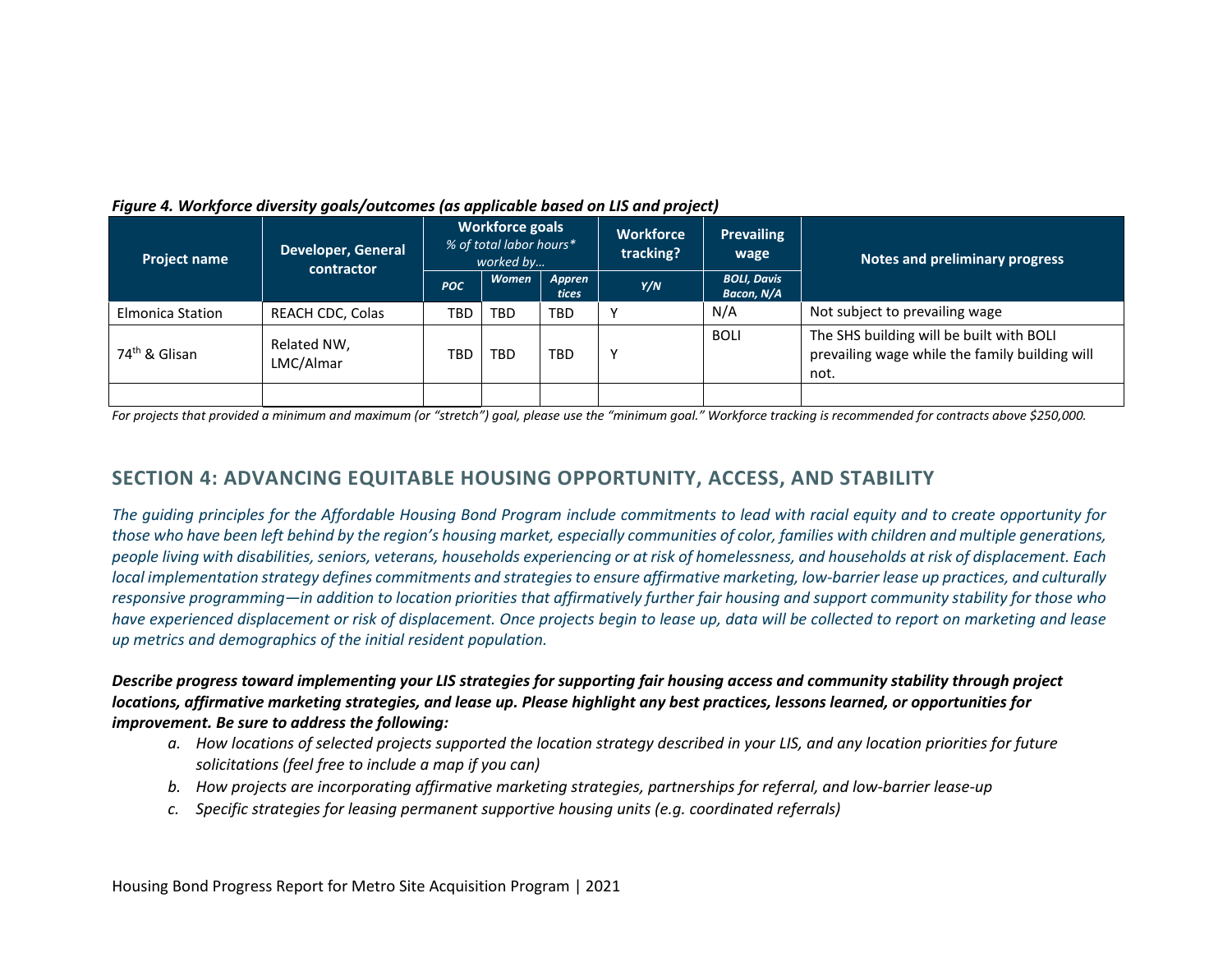*Figure 4. Workforce diversity goals/outcomes (as applicable based on LIS and project)*

| Project name | Developer, General contractor | Workforce goals *% of total labor hours* worked by…* | | | Workforce tracking? | Prevailing wage | Notes and preliminary progress |
|---|---|---|---|---|---|---|---|
| | | *POC* | *Women* | *Apprentices* | *Y/N* | *BOLI, Davis Bacon, N/A* | |
| Elmonica Station | REACH CDC, Colas | TBD | TBD | TBD | Y | N/A | Not subject to prevailing wage |
| 74th & Glisan | Related NW, LMC/Almar | TBD | TBD | TBD | Y | BOLI | The SHS building will be built with BOLI prevailing wage while the family building will not. |
| | | | | | | | |

*For projects that provided a minimum and maximum (or "stretch") goal, please use the "minimum goal." Workforce tracking is recommended for contracts above $250,000.*

## SECTION 4: ADVANCING EQUITABLE HOUSING OPPORTUNITY, ACCESS, AND STABILITY

*The guiding principles for the Affordable Housing Bond Program include commitments to lead with racial equity and to create opportunity for those who have been left behind by the region's housing market, especially communities of color, families with children and multiple generations, people living with disabilities, seniors, veterans, households experiencing or at risk of homelessness, and households at risk of displacement. Each local implementation strategy defines commitments and strategies to ensure affirmative marketing, low-barrier lease up practices, and culturally responsive programming—in addition to location priorities that affirmatively further fair housing and support community stability for those who have experienced displacement or risk of displacement. Once projects begin to lease up, data will be collected to report on marketing and lease up metrics and demographics of the initial resident population.*

***Describe progress toward implementing your LIS strategies for supporting fair housing access and community stability through project locations, affirmative marketing strategies, and lease up. Please highlight any best practices, lessons learned, or opportunities for improvement. Be sure to address the following:***

*a. How locations of selected projects supported the location strategy described in your LIS, and any location priorities for future solicitations (feel free to include a map if you can)*

*b. How projects are incorporating affirmative marketing strategies, partnerships for referral, and low-barrier lease-up*

*c. Specific strategies for leasing permanent supportive housing units (e.g. coordinated referrals)*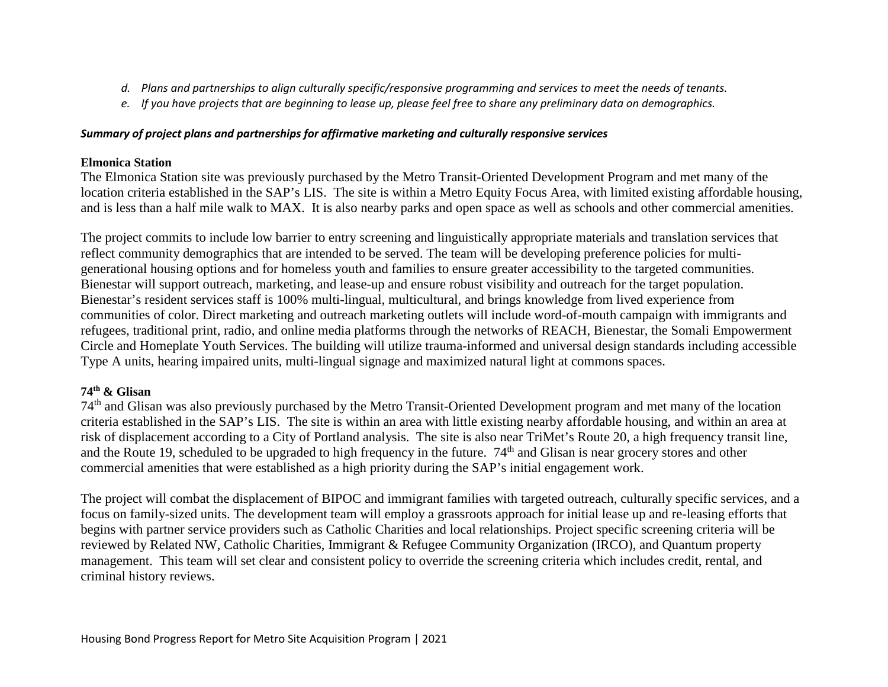d. *Plans and partnerships to align culturally specific/responsive programming and services to meet the needs of tenants.*
e. *If you have projects that are beginning to lease up, please feel free to share any preliminary data on demographics.*

***Summary of project plans and partnerships for affirmative marketing and culturally responsive services***

**Elmonica Station**

The Elmonica Station site was previously purchased by the Metro Transit-Oriented Development Program and met many of the location criteria established in the SAP's LIS. The site is within a Metro Equity Focus Area, with limited existing affordable housing, and is less than a half mile walk to MAX. It is also nearby parks and open space as well as schools and other commercial amenities.

The project commits to include low barrier to entry screening and linguistically appropriate materials and translation services that reflect community demographics that are intended to be served. The team will be developing preference policies for multi-generational housing options and for homeless youth and families to ensure greater accessibility to the targeted communities. Bienestar will support outreach, marketing, and lease-up and ensure robust visibility and outreach for the target population. Bienestar's resident services staff is 100% multi-lingual, multicultural, and brings knowledge from lived experience from communities of color. Direct marketing and outreach marketing outlets will include word-of-mouth campaign with immigrants and refugees, traditional print, radio, and online media platforms through the networks of REACH, Bienestar, the Somali Empowerment Circle and Homeplate Youth Services. The building will utilize trauma-informed and universal design standards including accessible Type A units, hearing impaired units, multi-lingual signage and maximized natural light at commons spaces.

**74th & Glisan**

74th and Glisan was also previously purchased by the Metro Transit-Oriented Development program and met many of the location criteria established in the SAP's LIS. The site is within an area with little existing nearby affordable housing, and within an area at risk of displacement according to a City of Portland analysis. The site is also near TriMet's Route 20, a high frequency transit line, and the Route 19, scheduled to be upgraded to high frequency in the future. 74th and Glisan is near grocery stores and other commercial amenities that were established as a high priority during the SAP's initial engagement work.

The project will combat the displacement of BIPOC and immigrant families with targeted outreach, culturally specific services, and a focus on family-sized units. The development team will employ a grassroots approach for initial lease up and re-leasing efforts that begins with partner service providers such as Catholic Charities and local relationships. Project specific screening criteria will be reviewed by Related NW, Catholic Charities, Immigrant & Refugee Community Organization (IRCO), and Quantum property management. This team will set clear and consistent policy to override the screening criteria which includes credit, rental, and criminal history reviews.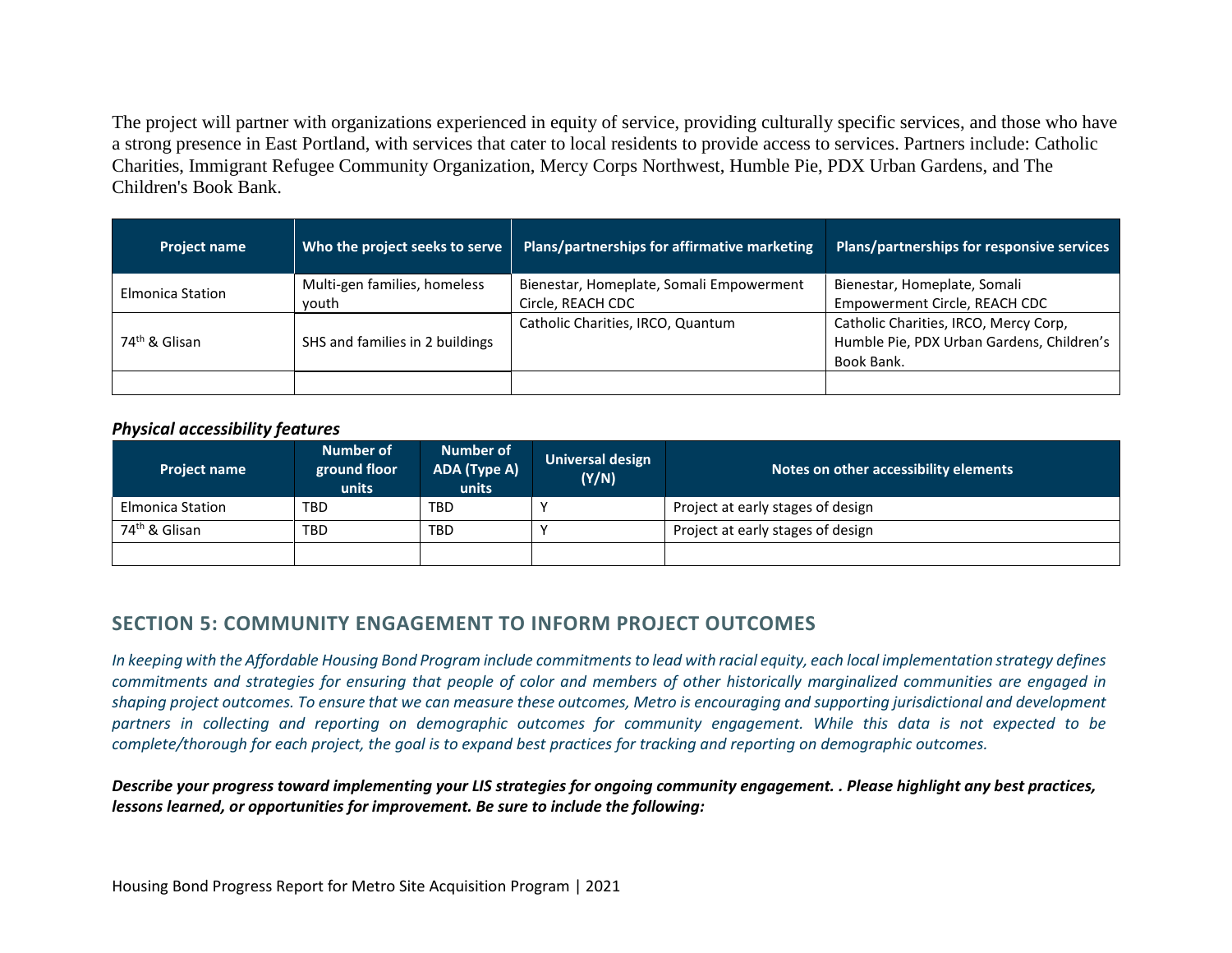The project will partner with organizations experienced in equity of service, providing culturally specific services, and those who have a strong presence in East Portland, with services that cater to local residents to provide access to services. Partners include: Catholic Charities, Immigrant Refugee Community Organization, Mercy Corps Northwest, Humble Pie, PDX Urban Gardens, and The Children's Book Bank.

| Project name | Who the project seeks to serve | Plans/partnerships for affirmative marketing | Plans/partnerships for responsive services |
| --- | --- | --- | --- |
| Elmonica Station | Multi-gen families, homeless youth | Bienestar, Homeplate, Somali Empowerment Circle, REACH CDC | Bienestar, Homeplate, Somali Empowerment Circle, REACH CDC |
| 74th & Glisan | SHS and families in 2 buildings | Catholic Charities, IRCO, Quantum | Catholic Charities, IRCO, Mercy Corp, Humble Pie, PDX Urban Gardens, Children's Book Bank. |
| | | | |

***Physical accessibility features***

| Project name | Number of ground floor units | Number of ADA (Type A) units | Universal design (Y/N) | Notes on other accessibility elements |
| --- | --- | --- | --- | --- |
| Elmonica Station | TBD | TBD | Y | Project at early stages of design |
| 74th & Glisan | TBD | TBD | Y | Project at early stages of design |
| | | | | |

## SECTION 5: COMMUNITY ENGAGEMENT TO INFORM PROJECT OUTCOMES

*In keeping with the Affordable Housing Bond Program include commitments to lead with racial equity, each local implementation strategy defines commitments and strategies for ensuring that people of color and members of other historically marginalized communities are engaged in shaping project outcomes. To ensure that we can measure these outcomes, Metro is encouraging and supporting jurisdictional and development partners in collecting and reporting on demographic outcomes for community engagement. While this data is not expected to be complete/thorough for each project, the goal is to expand best practices for tracking and reporting on demographic outcomes.*

***Describe your progress toward implementing your LIS strategies for ongoing community engagement. . Please highlight any best practices, lessons learned, or opportunities for improvement. Be sure to include the following:***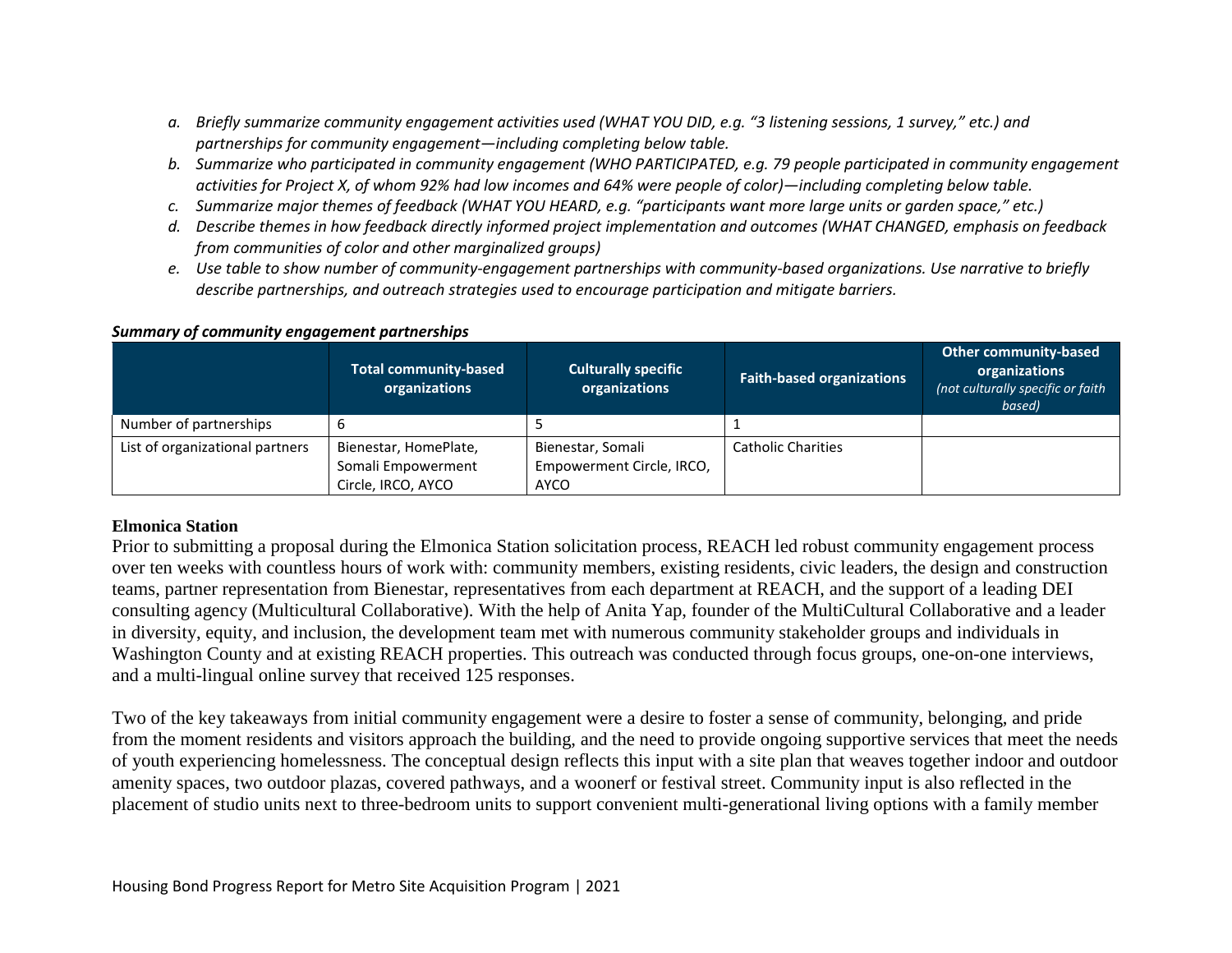- *a. Briefly summarize community engagement activities used (WHAT YOU DID, e.g. "3 listening sessions, 1 survey," etc.) and partnerships for community engagement—including completing below table.*
- *b. Summarize who participated in community engagement (WHO PARTICIPATED, e.g. 79 people participated in community engagement activities for Project X, of whom 92% had low incomes and 64% were people of color)—including completing below table.*
- *c. Summarize major themes of feedback (WHAT YOU HEARD, e.g. "participants want more large units or garden space," etc.)*
- *d. Describe themes in how feedback directly informed project implementation and outcomes (WHAT CHANGED, emphasis on feedback from communities of color and other marginalized groups)*
- *e. Use table to show number of community-engagement partnerships with community-based organizations. Use narrative to briefly describe partnerships, and outreach strategies used to encourage participation and mitigate barriers.*

***Summary of community engagement partnerships***

| | Total community-based organizations | Culturally specific organizations | Faith-based organizations | Other community-based organizations *(not culturally specific or faith based)* |
|---|---|---|---|---|
| Number of partnerships | 6 | 5 | 1 | |
| List of organizational partners | Bienestar, HomePlate, Somali Empowerment Circle, IRCO, AYCO | Bienestar, Somali Empowerment Circle, IRCO, AYCO | Catholic Charities | |

**Elmonica Station**

Prior to submitting a proposal during the Elmonica Station solicitation process, REACH led robust community engagement process over ten weeks with countless hours of work with: community members, existing residents, civic leaders, the design and construction teams, partner representation from Bienestar, representatives from each department at REACH, and the support of a leading DEI consulting agency (Multicultural Collaborative). With the help of Anita Yap, founder of the MultiCultural Collaborative and a leader in diversity, equity, and inclusion, the development team met with numerous community stakeholder groups and individuals in Washington County and at existing REACH properties. This outreach was conducted through focus groups, one-on-one interviews, and a multi-lingual online survey that received 125 responses.

Two of the key takeaways from initial community engagement were a desire to foster a sense of community, belonging, and pride from the moment residents and visitors approach the building, and the need to provide ongoing supportive services that meet the needs of youth experiencing homelessness. The conceptual design reflects this input with a site plan that weaves together indoor and outdoor amenity spaces, two outdoor plazas, covered pathways, and a woonerf or festival street. Community input is also reflected in the placement of studio units next to three-bedroom units to support convenient multi-generational living options with a family member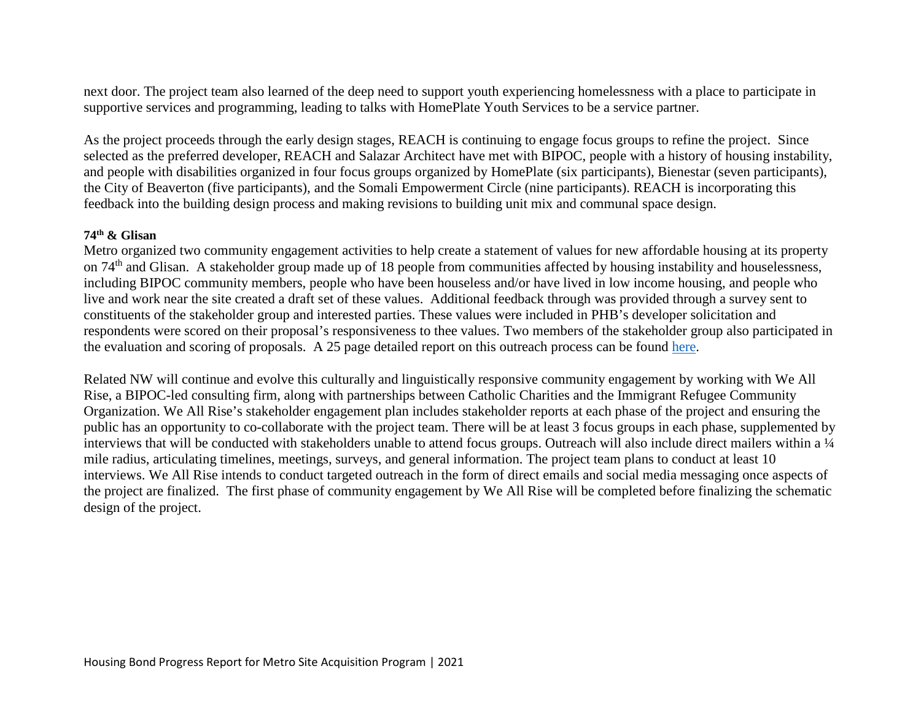next door. The project team also learned of the deep need to support youth experiencing homelessness with a place to participate in supportive services and programming, leading to talks with HomePlate Youth Services to be a service partner.

As the project proceeds through the early design stages, REACH is continuing to engage focus groups to refine the project. Since selected as the preferred developer, REACH and Salazar Architect have met with BIPOC, people with a history of housing instability, and people with disabilities organized in four focus groups organized by HomePlate (six participants), Bienestar (seven participants), the City of Beaverton (five participants), and the Somali Empowerment Circle (nine participants). REACH is incorporating this feedback into the building design process and making revisions to building unit mix and communal space design.

**74th & Glisan**

Metro organized two community engagement activities to help create a statement of values for new affordable housing at its property on 74th and Glisan. A stakeholder group made up of 18 people from communities affected by housing instability and houselessness, including BIPOC community members, people who have been houseless and/or have lived in low income housing, and people who live and work near the site created a draft set of these values. Additional feedback through was provided through a survey sent to constituents of the stakeholder group and interested parties. These values were included in PHB's developer solicitation and respondents were scored on their proposal's responsiveness to thee values. Two members of the stakeholder group also participated in the evaluation and scoring of proposals. A 25 page detailed report on this outreach process can be found here.

Related NW will continue and evolve this culturally and linguistically responsive community engagement by working with We All Rise, a BIPOC-led consulting firm, along with partnerships between Catholic Charities and the Immigrant Refugee Community Organization. We All Rise's stakeholder engagement plan includes stakeholder reports at each phase of the project and ensuring the public has an opportunity to co-collaborate with the project team. There will be at least 3 focus groups in each phase, supplemented by interviews that will be conducted with stakeholders unable to attend focus groups. Outreach will also include direct mailers within a ¼ mile radius, articulating timelines, meetings, surveys, and general information. The project team plans to conduct at least 10 interviews. We All Rise intends to conduct targeted outreach in the form of direct emails and social media messaging once aspects of the project are finalized. The first phase of community engagement by We All Rise will be completed before finalizing the schematic design of the project.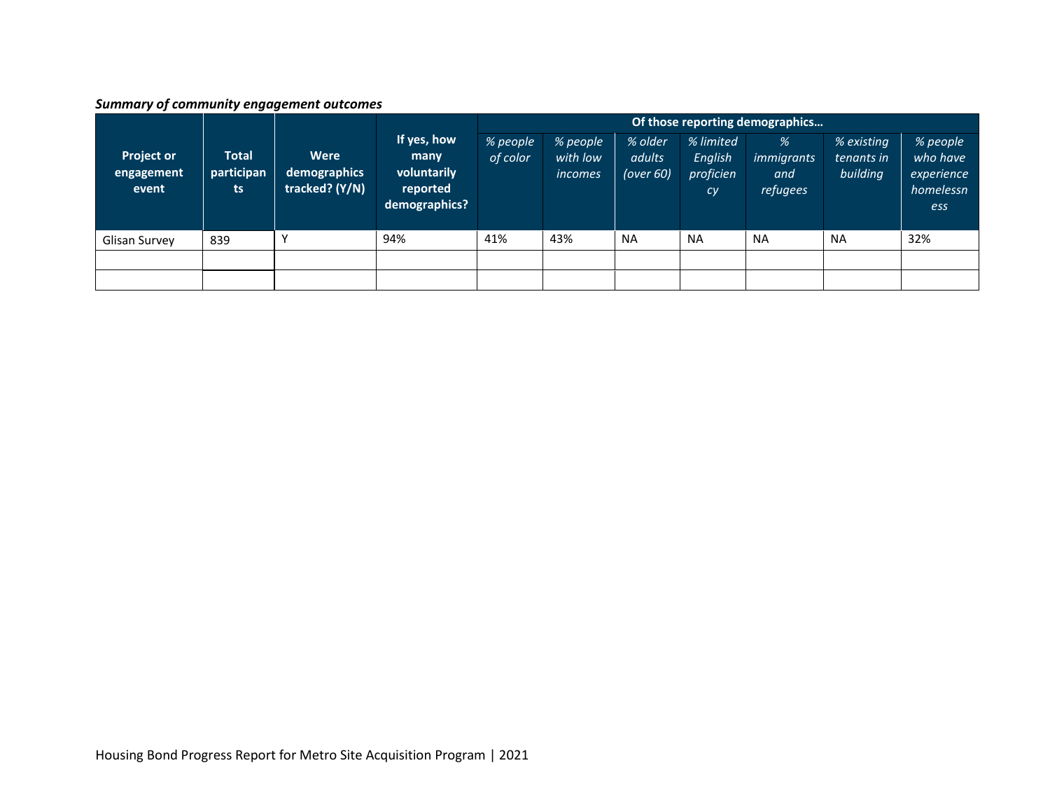***Summary of community engagement outcomes***

| Project or engagement event | Total participants | Were demographics tracked? (Y/N) | If yes, how many voluntarily reported demographics? | Of those reporting demographics… | | | | | | |
|---|---|---|---|---|---|---|---|---|---|---|
| | | | | *% people of color* | *% people with low incomes* | *% older adults (over 60)* | *% limited English proficiency* | *% immigrants and refugees* | *% existing tenants in building* | *% people who have experience homelessness* |
| Glisan Survey | 839 | Y | 94% | 41% | 43% | NA | NA | NA | NA | 32% |
| | | | | | | | | | | |
| | | | | | | | | | | |

Housing Bond Progress Report for Metro Site Acquisition Program | 2021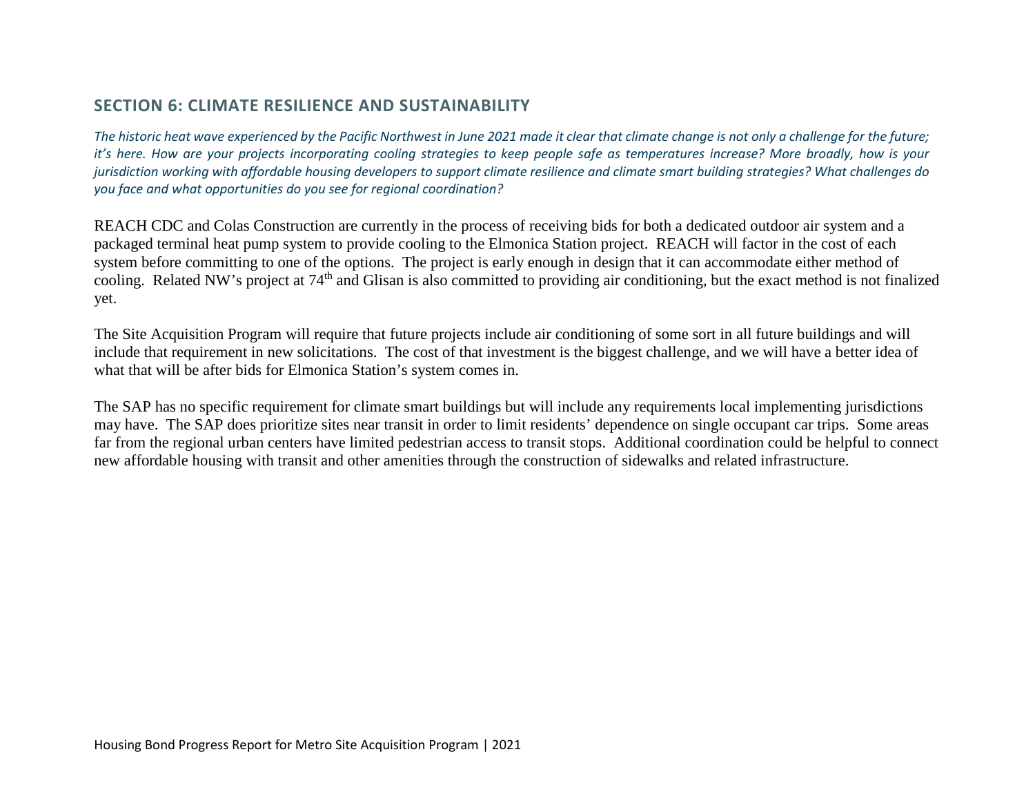## SECTION 6: CLIMATE RESILIENCE AND SUSTAINABILITY

*The historic heat wave experienced by the Pacific Northwest in June 2021 made it clear that climate change is not only a challenge for the future; it's here. How are your projects incorporating cooling strategies to keep people safe as temperatures increase? More broadly, how is your jurisdiction working with affordable housing developers to support climate resilience and climate smart building strategies? What challenges do you face and what opportunities do you see for regional coordination?*

REACH CDC and Colas Construction are currently in the process of receiving bids for both a dedicated outdoor air system and a packaged terminal heat pump system to provide cooling to the Elmonica Station project. REACH will factor in the cost of each system before committing to one of the options. The project is early enough in design that it can accommodate either method of cooling. Related NW's project at 74th and Glisan is also committed to providing air conditioning, but the exact method is not finalized yet.

The Site Acquisition Program will require that future projects include air conditioning of some sort in all future buildings and will include that requirement in new solicitations. The cost of that investment is the biggest challenge, and we will have a better idea of what that will be after bids for Elmonica Station's system comes in.

The SAP has no specific requirement for climate smart buildings but will include any requirements local implementing jurisdictions may have. The SAP does prioritize sites near transit in order to limit residents' dependence on single occupant car trips. Some areas far from the regional urban centers have limited pedestrian access to transit stops. Additional coordination could be helpful to connect new affordable housing with transit and other amenities through the construction of sidewalks and related infrastructure.